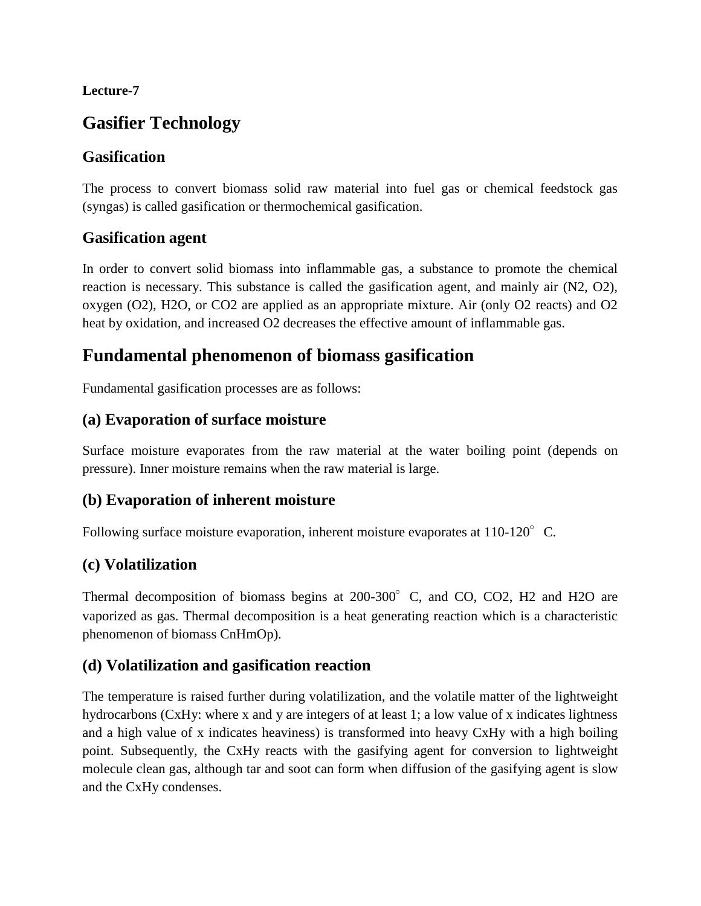**Lecture-7**

# Gasifier Technology

## Gasification

The process to convert biomass solid raw material into fuel gas or chemical feedstock gas (syngas) is called gasification or thermochemical gasification.

## Gasification agent

In order to convert solid biomass into inflammable gas, a substance to promote the chemical reaction is necessary. This substance is called the gasification agent, and mainly air ($N_2$, $O_2$), oxygen ($O_2$), $H_2O$, or $CO_2$ are applied as an appropriate mixture. Air (only $O_2$ reacts) and $O_2$ heat by oxidation, and increased $O_2$ decreases the effective amount of inflammable gas.

# Fundamental phenomenon of biomass gasification

Fundamental gasification processes are as follows:

## (a) Evaporation of surface moisture

Surface moisture evaporates from the raw material at the water boiling point (depends on pressure). Inner moisture remains when the raw material is large.

## (b) Evaporation of inherent moisture

Following surface moisture evaporation, inherent moisture evaporates at 110-120° C.

## (c) Volatilization

Thermal decomposition of biomass begins at 200-300° C, and CO, $CO_2$, $H_2$ and $H_2O$ are vaporized as gas. Thermal decomposition is a heat generating reaction which is a characteristic phenomenon of biomass $C_nH_mO_p$).

## (d) Volatilization and gasification reaction

The temperature is raised further during volatilization, and the volatile matter of the lightweight hydrocarbons ($C_xH_y$: where x and y are integers of at least 1; a low value of x indicates lightness and a high value of x indicates heaviness) is transformed into heavy $C_xH_y$ with a high boiling point. Subsequently, the $C_xH_y$ reacts with the gasifying agent for conversion to lightweight molecule clean gas, although tar and soot can form when diffusion of the gasifying agent is slow and the $C_xH_y$ condenses.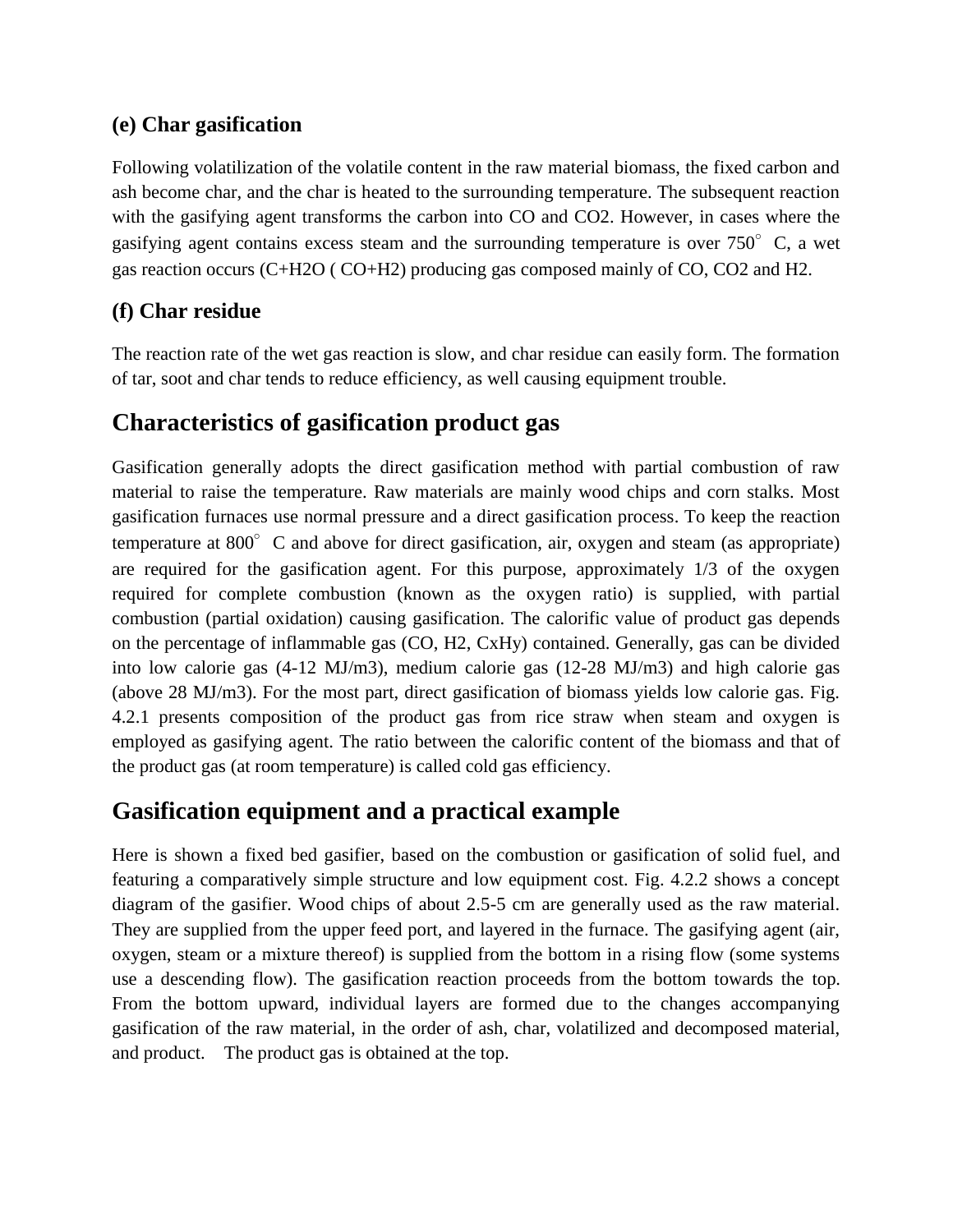### (e) Char gasification

Following volatilization of the volatile content in the raw material biomass, the fixed carbon and ash become char, and the char is heated to the surrounding temperature. The subsequent reaction with the gasifying agent transforms the carbon into CO and $CO_2$. However, in cases where the gasifying agent contains excess steam and the surrounding temperature is over 750° C, a wet gas reaction occurs ($C+H_2O$ ( $CO+H_2$) producing gas composed mainly of CO, $CO_2$ and $H_2$.

### (f) Char residue

The reaction rate of the wet gas reaction is slow, and char residue can easily form. The formation of tar, soot and char tends to reduce efficiency, as well causing equipment trouble.

## Characteristics of gasification product gas

Gasification generally adopts the direct gasification method with partial combustion of raw material to raise the temperature. Raw materials are mainly wood chips and corn stalks. Most gasification furnaces use normal pressure and a direct gasification process. To keep the reaction temperature at 800° C and above for direct gasification, air, oxygen and steam (as appropriate) are required for the gasification agent. For this purpose, approximately 1/3 of the oxygen required for complete combustion (known as the oxygen ratio) is supplied, with partial combustion (partial oxidation) causing gasification. The calorific value of product gas depends on the percentage of inflammable gas (CO, $H_2$, $C_xH_y$) contained. Generally, gas can be divided into low calorie gas (4-12 $MJ/m^3$), medium calorie gas (12-28 $MJ/m^3$) and high calorie gas (above 28 $MJ/m^3$). For the most part, direct gasification of biomass yields low calorie gas. Fig. 4.2.1 presents composition of the product gas from rice straw when steam and oxygen is employed as gasifying agent. The ratio between the calorific content of the biomass and that of the product gas (at room temperature) is called cold gas efficiency.

## Gasification equipment and a practical example

Here is shown a fixed bed gasifier, based on the combustion or gasification of solid fuel, and featuring a comparatively simple structure and low equipment cost. Fig. 4.2.2 shows a concept diagram of the gasifier. Wood chips of about 2.5-5 cm are generally used as the raw material. They are supplied from the upper feed port, and layered in the furnace. The gasifying agent (air, oxygen, steam or a mixture thereof) is supplied from the bottom in a rising flow (some systems use a descending flow). The gasification reaction proceeds from the bottom towards the top. From the bottom upward, individual layers are formed due to the changes accompanying gasification of the raw material, in the order of ash, char, volatilized and decomposed material, and product. The product gas is obtained at the top.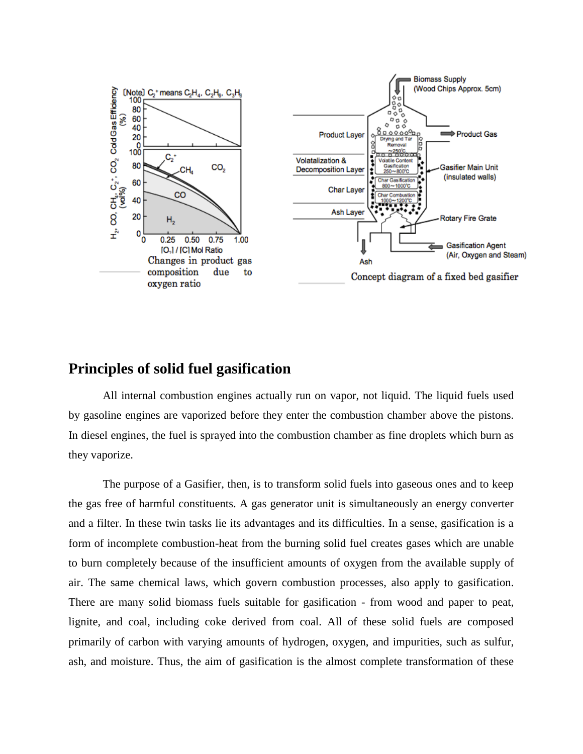Changes in product gas composition due to oxygen ratio

Concept diagram of a fixed bed gasifier

## Principles of solid fuel gasification

All internal combustion engines actually run on vapor, not liquid. The liquid fuels used by gasoline engines are vaporized before they enter the combustion chamber above the pistons. In diesel engines, the fuel is sprayed into the combustion chamber as fine droplets which burn as they vaporize.

The purpose of a Gasifier, then, is to transform solid fuels into gaseous ones and to keep the gas free of harmful constituents. A gas generator unit is simultaneously an energy converter and a filter. In these twin tasks lie its advantages and its difficulties. In a sense, gasification is a form of incomplete combustion-heat from the burning solid fuel creates gases which are unable to burn completely because of the insufficient amounts of oxygen from the available supply of air. The same chemical laws, which govern combustion processes, also apply to gasification. There are many solid biomass fuels suitable for gasification - from wood and paper to peat, lignite, and coal, including coke derived from coal. All of these solid fuels are composed primarily of carbon with varying amounts of hydrogen, oxygen, and impurities, such as sulfur, ash, and moisture. Thus, the aim of gasification is the almost complete transformation of these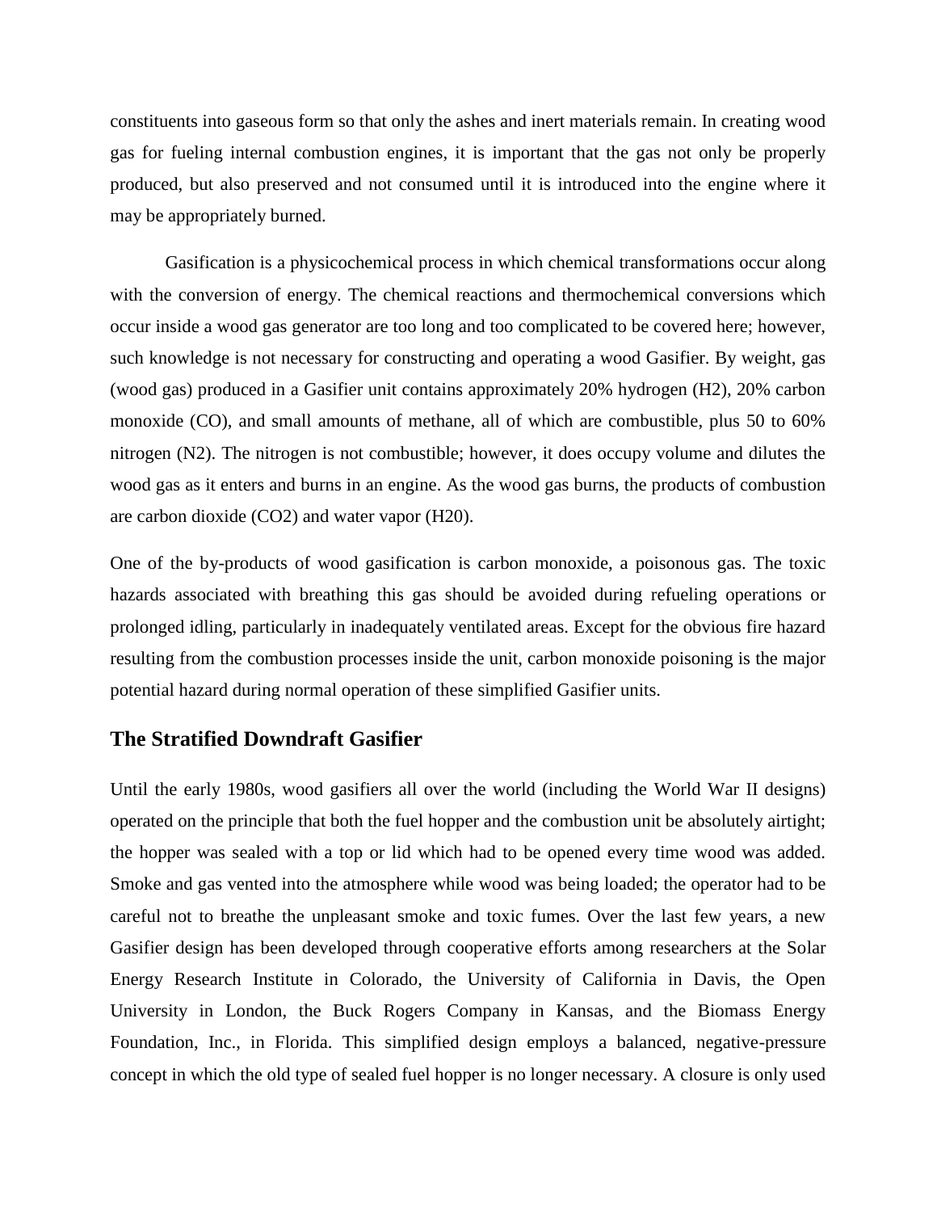constituents into gaseous form so that only the ashes and inert materials remain. In creating wood gas for fueling internal combustion engines, it is important that the gas not only be properly produced, but also preserved and not consumed until it is introduced into the engine where it may be appropriately burned.

Gasification is a physicochemical process in which chemical transformations occur along with the conversion of energy. The chemical reactions and thermochemical conversions which occur inside a wood gas generator are too long and too complicated to be covered here; however, such knowledge is not necessary for constructing and operating a wood Gasifier. By weight, gas (wood gas) produced in a Gasifier unit contains approximately 20% hydrogen ($H_2$), 20% carbon monoxide ($CO$), and small amounts of methane, all of which are combustible, plus 50 to 60% nitrogen ($N_2$). The nitrogen is not combustible; however, it does occupy volume and dilutes the wood gas as it enters and burns in an engine. As the wood gas burns, the products of combustion are carbon dioxide ($CO_2$) and water vapor ($H_20$).

One of the by-products of wood gasification is carbon monoxide, a poisonous gas. The toxic hazards associated with breathing this gas should be avoided during refueling operations or prolonged idling, particularly in inadequately ventilated areas. Except for the obvious fire hazard resulting from the combustion processes inside the unit, carbon monoxide poisoning is the major potential hazard during normal operation of these simplified Gasifier units.

## The Stratified Downdraft Gasifier

Until the early 1980s, wood gasifiers all over the world (including the World War II designs) operated on the principle that both the fuel hopper and the combustion unit be absolutely airtight; the hopper was sealed with a top or lid which had to be opened every time wood was added. Smoke and gas vented into the atmosphere while wood was being loaded; the operator had to be careful not to breathe the unpleasant smoke and toxic fumes. Over the last few years, a new Gasifier design has been developed through cooperative efforts among researchers at the Solar Energy Research Institute in Colorado, the University of California in Davis, the Open University in London, the Buck Rogers Company in Kansas, and the Biomass Energy Foundation, Inc., in Florida. This simplified design employs a balanced, negative-pressure concept in which the old type of sealed fuel hopper is no longer necessary. A closure is only used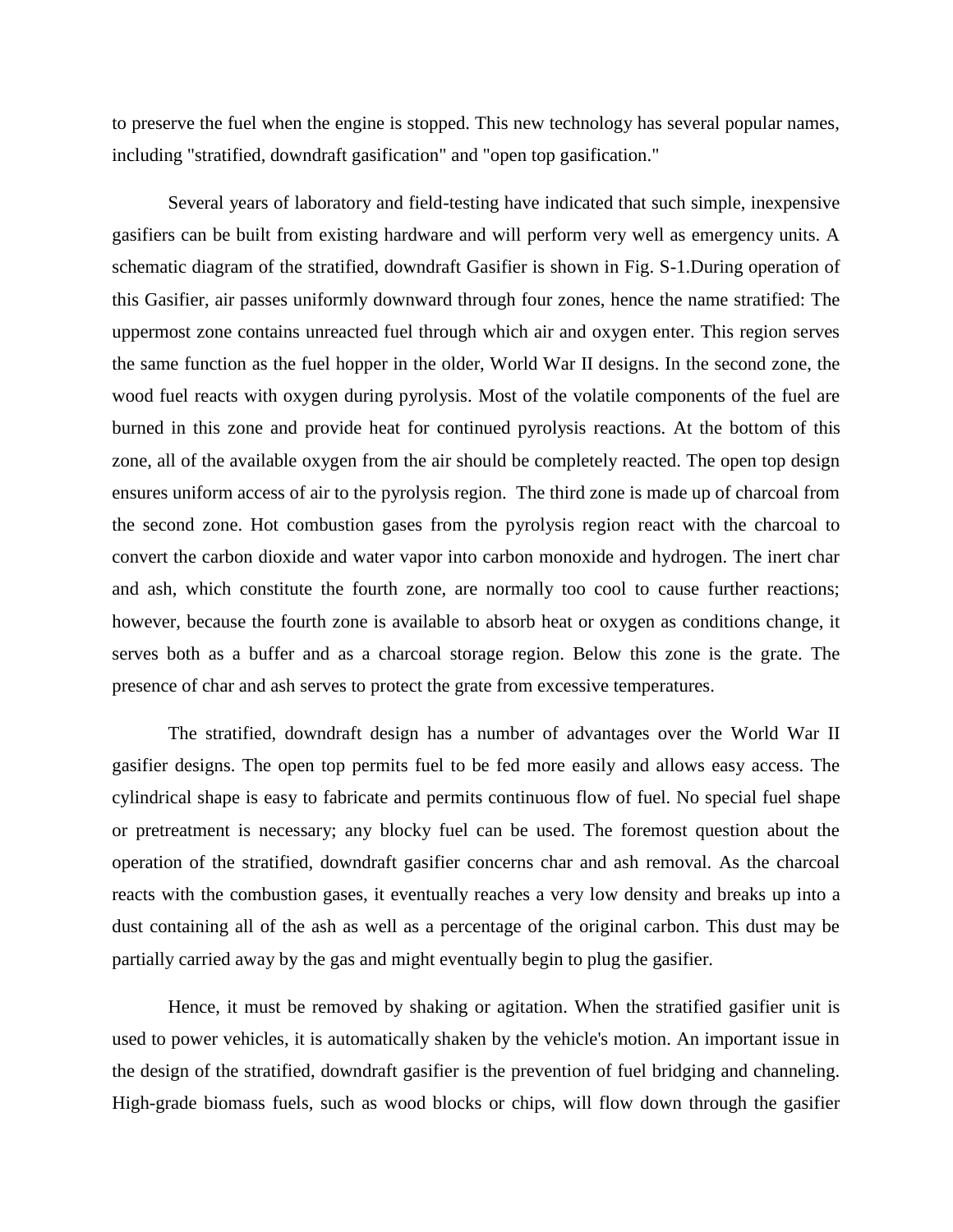to preserve the fuel when the engine is stopped. This new technology has several popular names, including "stratified, downdraft gasification" and "open top gasification."

Several years of laboratory and field-testing have indicated that such simple, inexpensive gasifiers can be built from existing hardware and will perform very well as emergency units. A schematic diagram of the stratified, downdraft Gasifier is shown in Fig. S-1.During operation of this Gasifier, air passes uniformly downward through four zones, hence the name stratified: The uppermost zone contains unreacted fuel through which air and oxygen enter. This region serves the same function as the fuel hopper in the older, World War II designs. In the second zone, the wood fuel reacts with oxygen during pyrolysis. Most of the volatile components of the fuel are burned in this zone and provide heat for continued pyrolysis reactions. At the bottom of this zone, all of the available oxygen from the air should be completely reacted. The open top design ensures uniform access of air to the pyrolysis region. The third zone is made up of charcoal from the second zone. Hot combustion gases from the pyrolysis region react with the charcoal to convert the carbon dioxide and water vapor into carbon monoxide and hydrogen. The inert char and ash, which constitute the fourth zone, are normally too cool to cause further reactions; however, because the fourth zone is available to absorb heat or oxygen as conditions change, it serves both as a buffer and as a charcoal storage region. Below this zone is the grate. The presence of char and ash serves to protect the grate from excessive temperatures.

The stratified, downdraft design has a number of advantages over the World War II gasifier designs. The open top permits fuel to be fed more easily and allows easy access. The cylindrical shape is easy to fabricate and permits continuous flow of fuel. No special fuel shape or pretreatment is necessary; any blocky fuel can be used. The foremost question about the operation of the stratified, downdraft gasifier concerns char and ash removal. As the charcoal reacts with the combustion gases, it eventually reaches a very low density and breaks up into a dust containing all of the ash as well as a percentage of the original carbon. This dust may be partially carried away by the gas and might eventually begin to plug the gasifier.

Hence, it must be removed by shaking or agitation. When the stratified gasifier unit is used to power vehicles, it is automatically shaken by the vehicle's motion. An important issue in the design of the stratified, downdraft gasifier is the prevention of fuel bridging and channeling. High-grade biomass fuels, such as wood blocks or chips, will flow down through the gasifier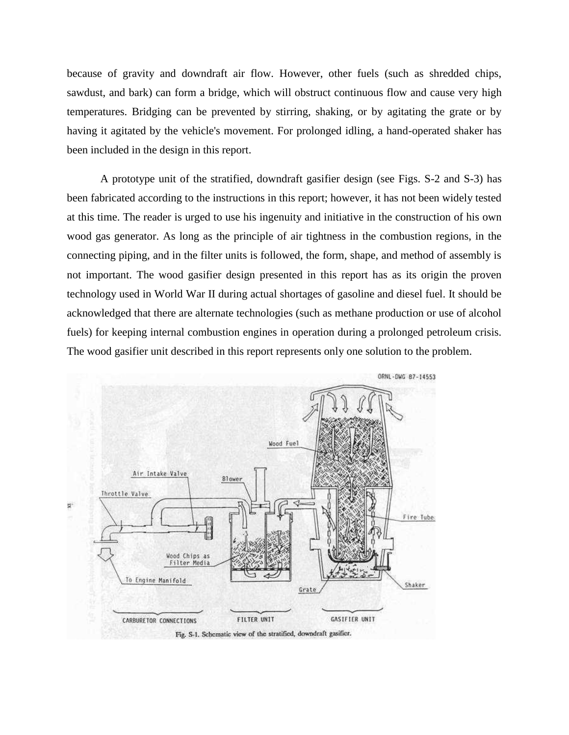because of gravity and downdraft air flow. However, other fuels (such as shredded chips, sawdust, and bark) can form a bridge, which will obstruct continuous flow and cause very high temperatures. Bridging can be prevented by stirring, shaking, or by agitating the grate or by having it agitated by the vehicle's movement. For prolonged idling, a hand-operated shaker has been included in the design in this report.

A prototype unit of the stratified, downdraft gasifier design (see Figs. S-2 and S-3) has been fabricated according to the instructions in this report; however, it has not been widely tested at this time. The reader is urged to use his ingenuity and initiative in the construction of his own wood gas generator. As long as the principle of air tightness in the combustion regions, in the connecting piping, and in the filter units is followed, the form, shape, and method of assembly is not important. The wood gasifier design presented in this report has as its origin the proven technology used in World War II during actual shortages of gasoline and diesel fuel. It should be acknowledged that there are alternate technologies (such as methane production or use of alcohol fuels) for keeping internal combustion engines in operation during a prolonged petroleum crisis. The wood gasifier unit described in this report represents only one solution to the problem.

Fig. S-1. Schematic view of the stratified, downdraft gasifier.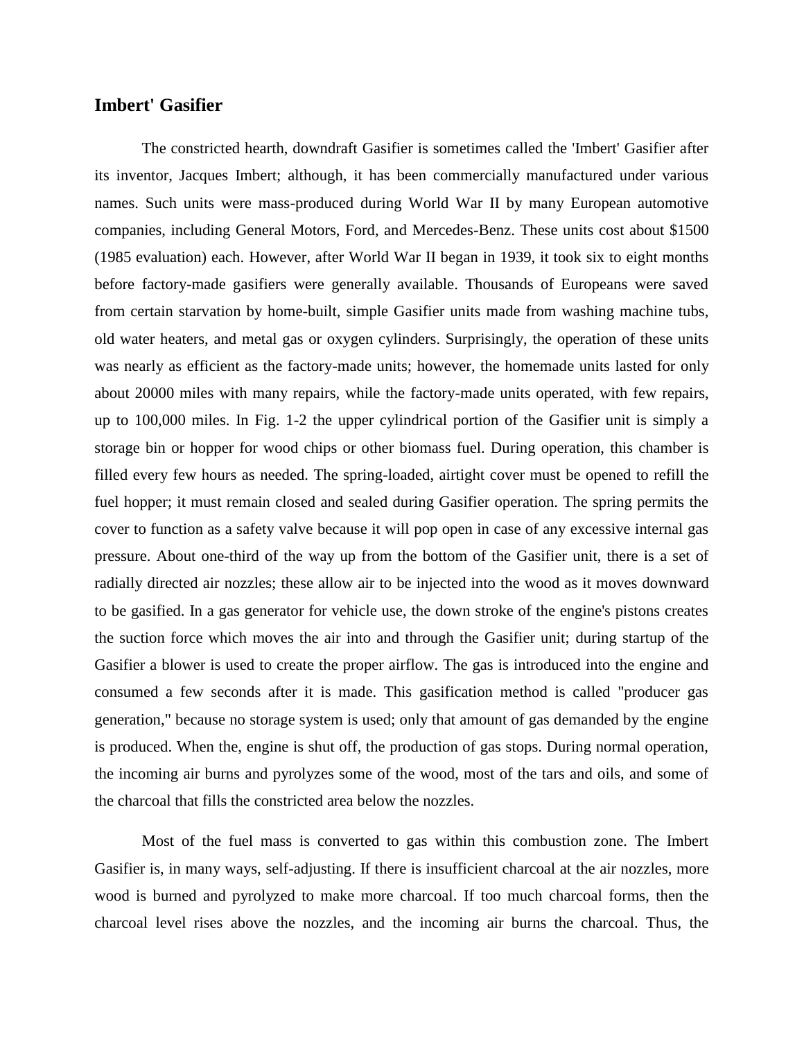## Imbert' Gasifier

The constricted hearth, downdraft Gasifier is sometimes called the 'Imbert' Gasifier after its inventor, Jacques Imbert; although, it has been commercially manufactured under various names. Such units were mass-produced during World War II by many European automotive companies, including General Motors, Ford, and Mercedes-Benz. These units cost about $1500 (1985 evaluation) each. However, after World War II began in 1939, it took six to eight months before factory-made gasifiers were generally available. Thousands of Europeans were saved from certain starvation by home-built, simple Gasifier units made from washing machine tubs, old water heaters, and metal gas or oxygen cylinders. Surprisingly, the operation of these units was nearly as efficient as the factory-made units; however, the homemade units lasted for only about 20000 miles with many repairs, while the factory-made units operated, with few repairs, up to 100,000 miles. In Fig. 1-2 the upper cylindrical portion of the Gasifier unit is simply a storage bin or hopper for wood chips or other biomass fuel. During operation, this chamber is filled every few hours as needed. The spring-loaded, airtight cover must be opened to refill the fuel hopper; it must remain closed and sealed during Gasifier operation. The spring permits the cover to function as a safety valve because it will pop open in case of any excessive internal gas pressure. About one-third of the way up from the bottom of the Gasifier unit, there is a set of radially directed air nozzles; these allow air to be injected into the wood as it moves downward to be gasified. In a gas generator for vehicle use, the down stroke of the engine's pistons creates the suction force which moves the air into and through the Gasifier unit; during startup of the Gasifier a blower is used to create the proper airflow. The gas is introduced into the engine and consumed a few seconds after it is made. This gasification method is called "producer gas generation," because no storage system is used; only that amount of gas demanded by the engine is produced. When the, engine is shut off, the production of gas stops. During normal operation, the incoming air burns and pyrolyzes some of the wood, most of the tars and oils, and some of the charcoal that fills the constricted area below the nozzles.

Most of the fuel mass is converted to gas within this combustion zone. The Imbert Gasifier is, in many ways, self-adjusting. If there is insufficient charcoal at the air nozzles, more wood is burned and pyrolyzed to make more charcoal. If too much charcoal forms, then the charcoal level rises above the nozzles, and the incoming air burns the charcoal. Thus, the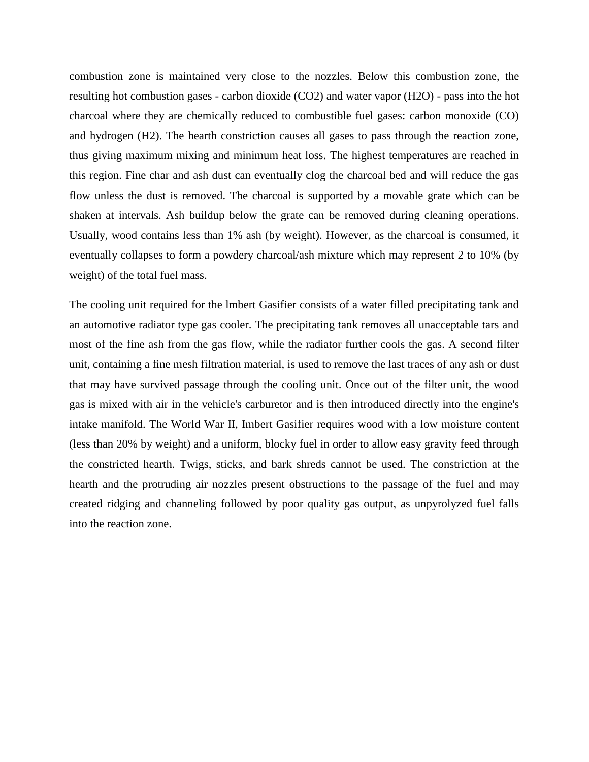combustion zone is maintained very close to the nozzles. Below this combustion zone, the resulting hot combustion gases - carbon dioxide ($CO_2$) and water vapor ($H_2O$) - pass into the hot charcoal where they are chemically reduced to combustible fuel gases: carbon monoxide (CO) and hydrogen ($H_2$). The hearth constriction causes all gases to pass through the reaction zone, thus giving maximum mixing and minimum heat loss. The highest temperatures are reached in this region. Fine char and ash dust can eventually clog the charcoal bed and will reduce the gas flow unless the dust is removed. The charcoal is supported by a movable grate which can be shaken at intervals. Ash buildup below the grate can be removed during cleaning operations. Usually, wood contains less than 1% ash (by weight). However, as the charcoal is consumed, it eventually collapses to form a powdery charcoal/ash mixture which may represent 2 to 10% (by weight) of the total fuel mass.

The cooling unit required for the lmbert Gasifier consists of a water filled precipitating tank and an automotive radiator type gas cooler. The precipitating tank removes all unacceptable tars and most of the fine ash from the gas flow, while the radiator further cools the gas. A second filter unit, containing a fine mesh filtration material, is used to remove the last traces of any ash or dust that may have survived passage through the cooling unit. Once out of the filter unit, the wood gas is mixed with air in the vehicle's carburetor and is then introduced directly into the engine's intake manifold. The World War II, Imbert Gasifier requires wood with a low moisture content (less than 20% by weight) and a uniform, blocky fuel in order to allow easy gravity feed through the constricted hearth. Twigs, sticks, and bark shreds cannot be used. The constriction at the hearth and the protruding air nozzles present obstructions to the passage of the fuel and may created ridging and channeling followed by poor quality gas output, as unpyrolyzed fuel falls into the reaction zone.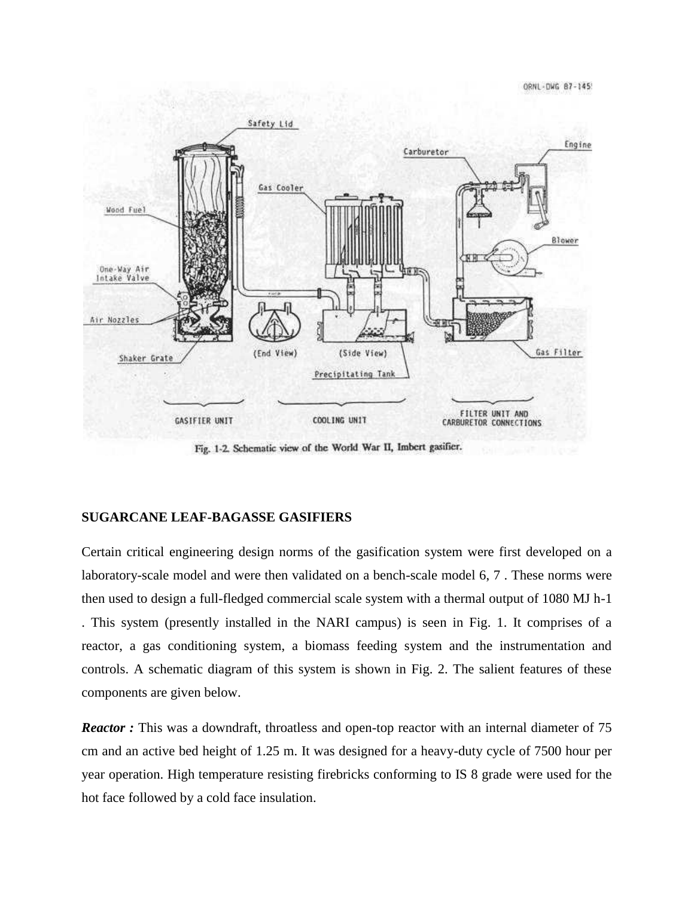Fig. 1-2. Schematic view of the World War II, Imbert gasifier.

**SUGARCANE LEAF-BAGASSE GASIFIERS**

Certain critical engineering design norms of the gasification system were first developed on a laboratory-scale model and were then validated on a bench-scale model 6, 7 . These norms were then used to design a full-fledged commercial scale system with a thermal output of 1080 MJ h-1 . This system (presently installed in the NARI campus) is seen in Fig. 1. It comprises of a reactor, a gas conditioning system, a biomass feeding system and the instrumentation and controls. A schematic diagram of this system is shown in Fig. 2. The salient features of these components are given below.

***Reactor :*** This was a downdraft, throatless and open-top reactor with an internal diameter of 75 cm and an active bed height of 1.25 m. It was designed for a heavy-duty cycle of 7500 hour per year operation. High temperature resisting firebricks conforming to IS 8 grade were used for the hot face followed by a cold face insulation.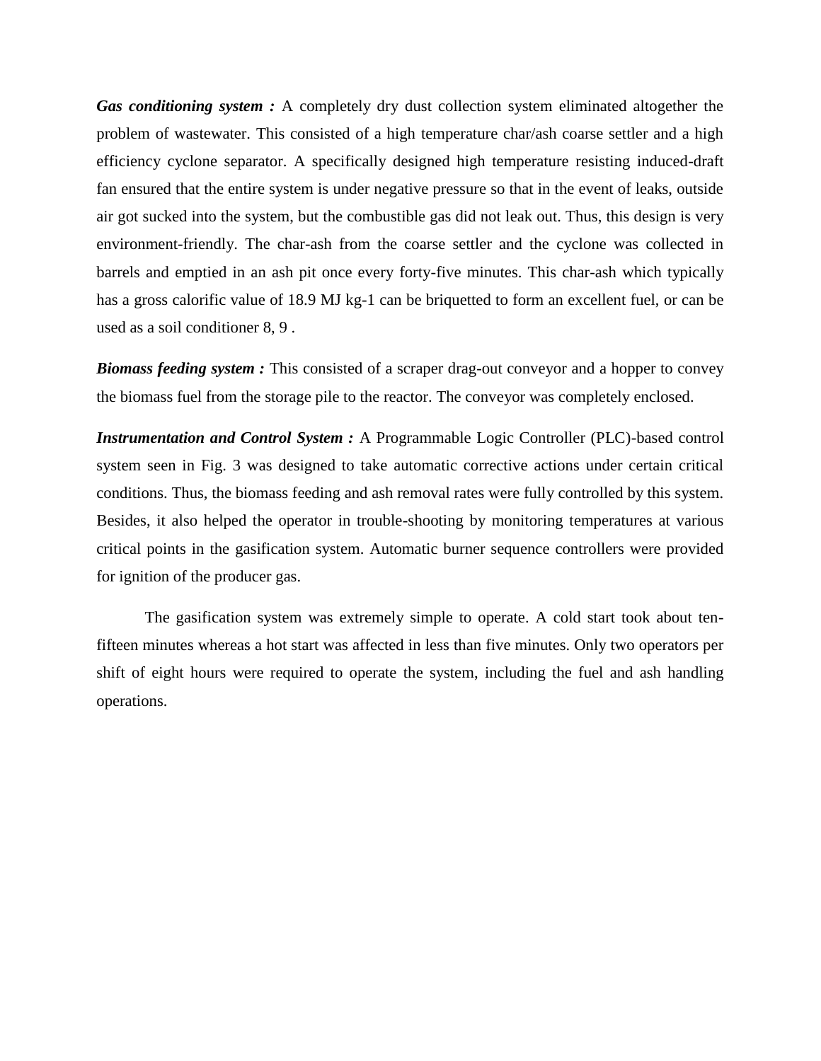***Gas conditioning system :*** A completely dry dust collection system eliminated altogether the problem of wastewater. This consisted of a high temperature char/ash coarse settler and a high efficiency cyclone separator. A specifically designed high temperature resisting induced-draft fan ensured that the entire system is under negative pressure so that in the event of leaks, outside air got sucked into the system, but the combustible gas did not leak out. Thus, this design is very environment-friendly. The char-ash from the coarse settler and the cyclone was collected in barrels and emptied in an ash pit once every forty-five minutes. This char-ash which typically has a gross calorific value of 18.9 MJ kg-1 can be briquetted to form an excellent fuel, or can be used as a soil conditioner 8, 9 .

***Biomass feeding system :*** This consisted of a scraper drag-out conveyor and a hopper to convey the biomass fuel from the storage pile to the reactor. The conveyor was completely enclosed.

***Instrumentation and Control System :*** A Programmable Logic Controller (PLC)-based control system seen in Fig. 3 was designed to take automatic corrective actions under certain critical conditions. Thus, the biomass feeding and ash removal rates were fully controlled by this system. Besides, it also helped the operator in trouble-shooting by monitoring temperatures at various critical points in the gasification system. Automatic burner sequence controllers were provided for ignition of the producer gas.

The gasification system was extremely simple to operate. A cold start took about ten-fifteen minutes whereas a hot start was affected in less than five minutes. Only two operators per shift of eight hours were required to operate the system, including the fuel and ash handling operations.